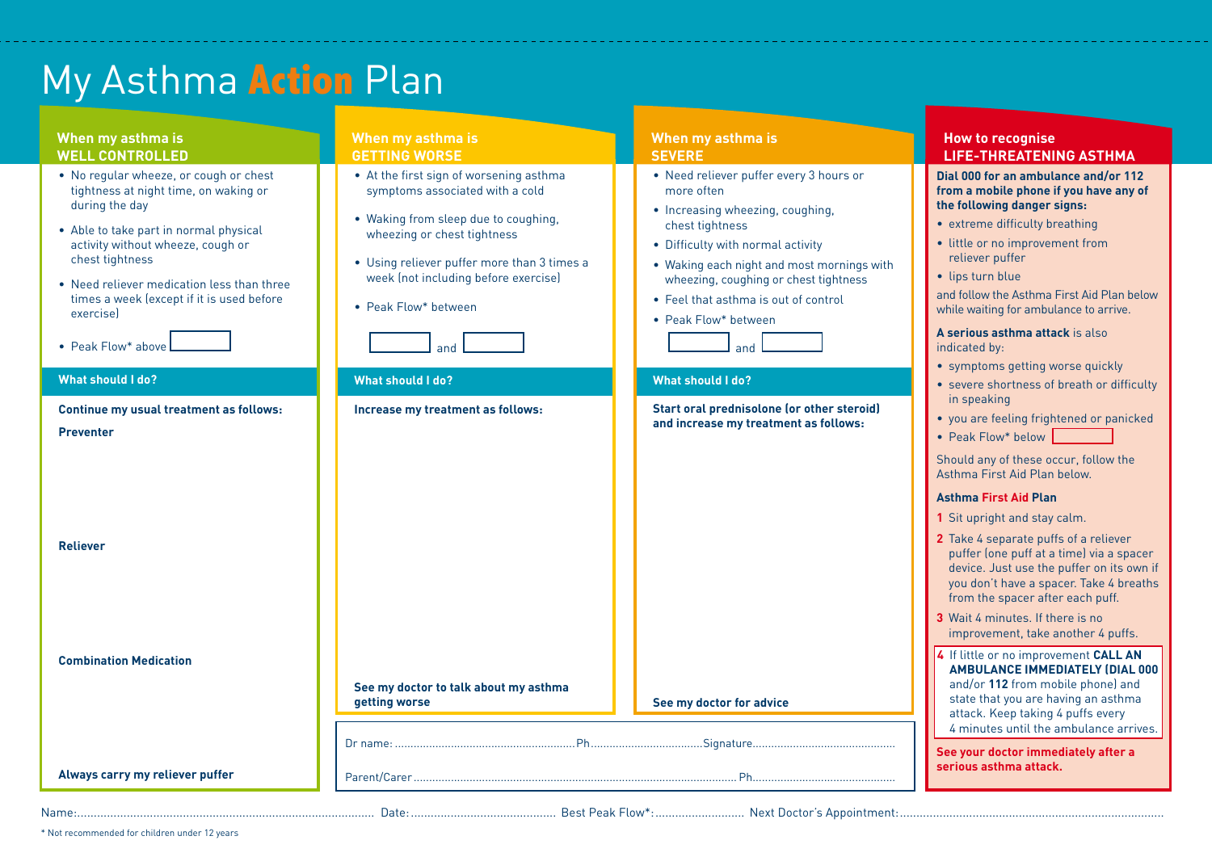# My Asthma Action Plan

## When my asthma is WELL CONTROLLED

- No regular wheeze, or cough or chest tightness at night time, on waking or during the day
- Able to take part in normal physical activity without wheeze, cough or chest tightness
- Need reliever medication less than three times a week (except if it is used before exercise)
- Peak Flow* above ______

### What should I do?

**Continue my usual treatment as follows:**

**Preventer**

**Reliever**

**Combination Medication**

**Always carry my reliever puffer**

## When my asthma is GETTING WORSE

- At the first sign of worsening asthma symptoms associated with a cold
- Waking from sleep due to coughing, wheezing or chest tightness
- Using reliever puffer more than 3 times a week (not including before exercise)
- Peak Flow* between

______ and ______

### What should I do?

**Increase my treatment as follows:**

**See my doctor to talk about my asthma getting worse**

## When my asthma is SEVERE

- Need reliever puffer every 3 hours or more often
- Increasing wheezing, coughing, chest tightness
- Difficulty with normal activity
- Waking each night and most mornings with wheezing, coughing or chest tightness
- Feel that asthma is out of control
- Peak Flow* between

______ and ______

### What should I do?

**Start oral prednisolone (or other steroid) and increase my treatment as follows:**

**See my doctor for advice**

Dr name: ............................................................ Ph.................................... Signature.............................................

Parent/Carer.................................................................................................................. Ph.............................................

## How to recognise LIFE-THREATENING ASTHMA

**Dial 000 for an ambulance and/or 112 from a mobile phone if you have any of the following danger signs:**

- extreme difficulty breathing
- little or no improvement from reliever puffer
- lips turn blue

and follow the Asthma First Aid Plan below while waiting for ambulance to arrive.

**A serious asthma attack** is also indicated by:

- symptoms getting worse quickly
- severe shortness of breath or difficulty in speaking
- you are feeling frightened or panicked
- Peak Flow* below ______

Should any of these occur, follow the Asthma First Aid Plan below.

### Asthma First Aid Plan

1. Sit upright and stay calm.
2. Take 4 separate puffs of a reliever puffer (one puff at a time) via a spacer device. Just use the puffer on its own if you don't have a spacer. Take 4 breaths from the spacer after each puff.
3. Wait 4 minutes. If there is no improvement, take another 4 puffs.
4. If little or no improvement **CALL AN AMBULANCE IMMEDIATELY (DIAL 000** and/or **112** from mobile phone) and state that you are having an asthma attack. Keep taking 4 puffs every 4 minutes until the ambulance arrives.

**See your doctor immediately after a serious asthma attack.**

Name:........................................................................................... Date:............................................ Best Peak Flow*:........................... Next Doctor's Appointment:..................................................................................

* Not recommended for children under 12 years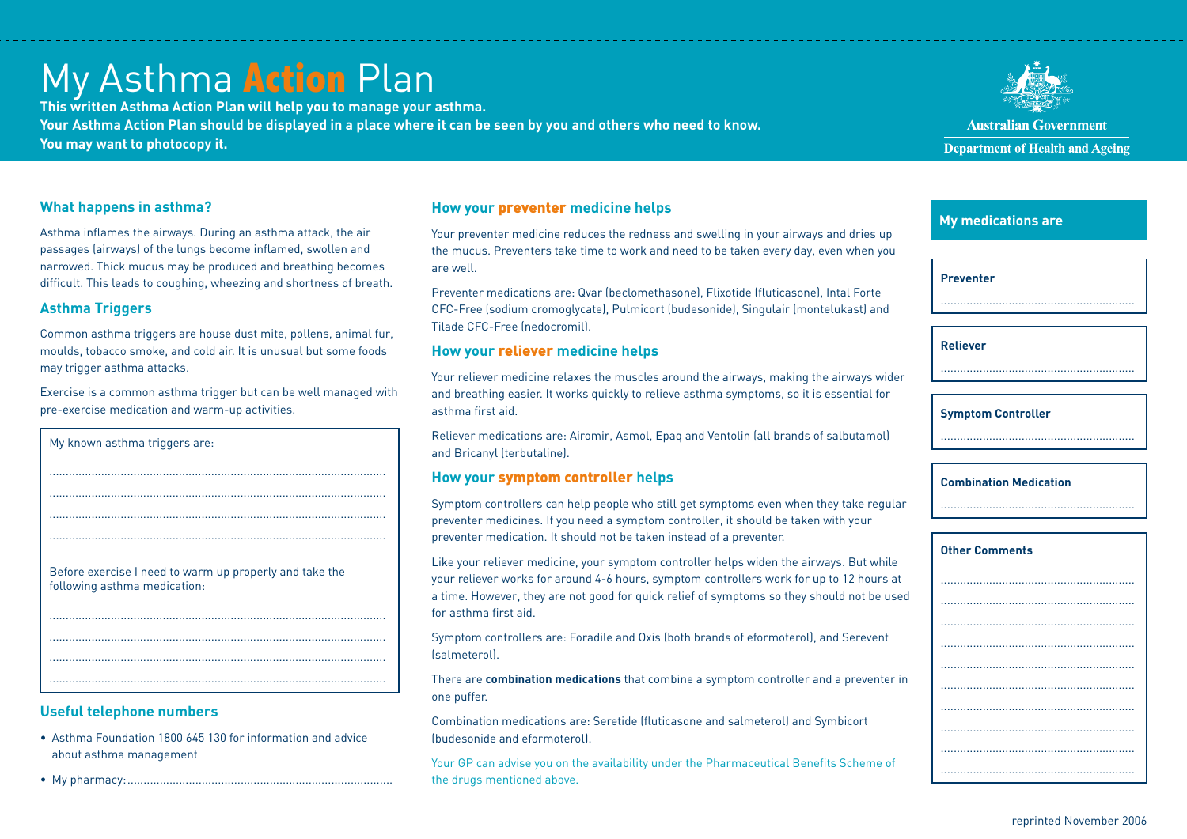# My Asthma Action Plan

**This written Asthma Action Plan will help you to manage your asthma.**
**Your Asthma Action Plan should be displayed in a place where it can be seen by you and others who need to know.**
**You may want to photocopy it.**

Australian Government
Department of Health and Ageing

## What happens in asthma?

Asthma inflames the airways. During an asthma attack, the air passages (airways) of the lungs become inflamed, swollen and narrowed. Thick mucus may be produced and breathing becomes difficult. This leads to coughing, wheezing and shortness of breath.

## Asthma Triggers

Common asthma triggers are house dust mite, pollens, animal fur, moulds, tobacco smoke, and cold air. It is unusual but some foods may trigger asthma attacks.

Exercise is a common asthma trigger but can be well managed with pre-exercise medication and warm-up activities.

My known asthma triggers are:

..........................................................................................

..........................................................................................

..........................................................................................

..........................................................................................

Before exercise I need to warm up properly and take the following asthma medication:

..........................................................................................

..........................................................................................

..........................................................................................

..........................................................................................

## Useful telephone numbers

- Asthma Foundation 1800 645 130 for information and advice about asthma management
- My pharmacy:..................................................................................

## How your preventer medicine helps

Your preventer medicine reduces the redness and swelling in your airways and dries up the mucus. Preventers take time to work and need to be taken every day, even when you are well.

Preventer medications are: Qvar (beclomethasone), Flixotide (fluticasone), Intal Forte CFC-Free (sodium cromoglycate), Pulmicort (budesonide), Singulair (montelukast) and Tilade CFC-Free (nedocromil).

## How your reliever medicine helps

Your reliever medicine relaxes the muscles around the airways, making the airways wider and breathing easier. It works quickly to relieve asthma symptoms, so it is essential for asthma first aid.

Reliever medications are: Airomir, Asmol, Epaq and Ventolin (all brands of salbutamol) and Bricanyl (terbutaline).

## How your symptom controller helps

Symptom controllers can help people who still get symptoms even when they take regular preventer medicines. If you need a symptom controller, it should be taken with your preventer medication. It should not be taken instead of a preventer.

Like your reliever medicine, your symptom controller helps widen the airways. But while your reliever works for around 4-6 hours, symptom controllers work for up to 12 hours at a time. However, they are not good for quick relief of symptoms so they should not be used for asthma first aid.

Symptom controllers are: Foradile and Oxis (both brands of eformoterol), and Serevent (salmeterol).

There are **combination medications** that combine a symptom controller and a preventer in one puffer.

Combination medications are: Seretide (fluticasone and salmeterol) and Symbicort (budesonide and eformoterol).

Your GP can advise you on the availability under the Pharmaceutical Benefits Scheme of the drugs mentioned above.

## My medications are

**Preventer**

............................................................

**Reliever**

............................................................

**Symptom Controller**

............................................................

**Combination Medication**

............................................................

**Other Comments**

............................................................

............................................................

............................................................

............................................................

............................................................

............................................................

............................................................

............................................................

............................................................

............................................................

reprinted November 2006